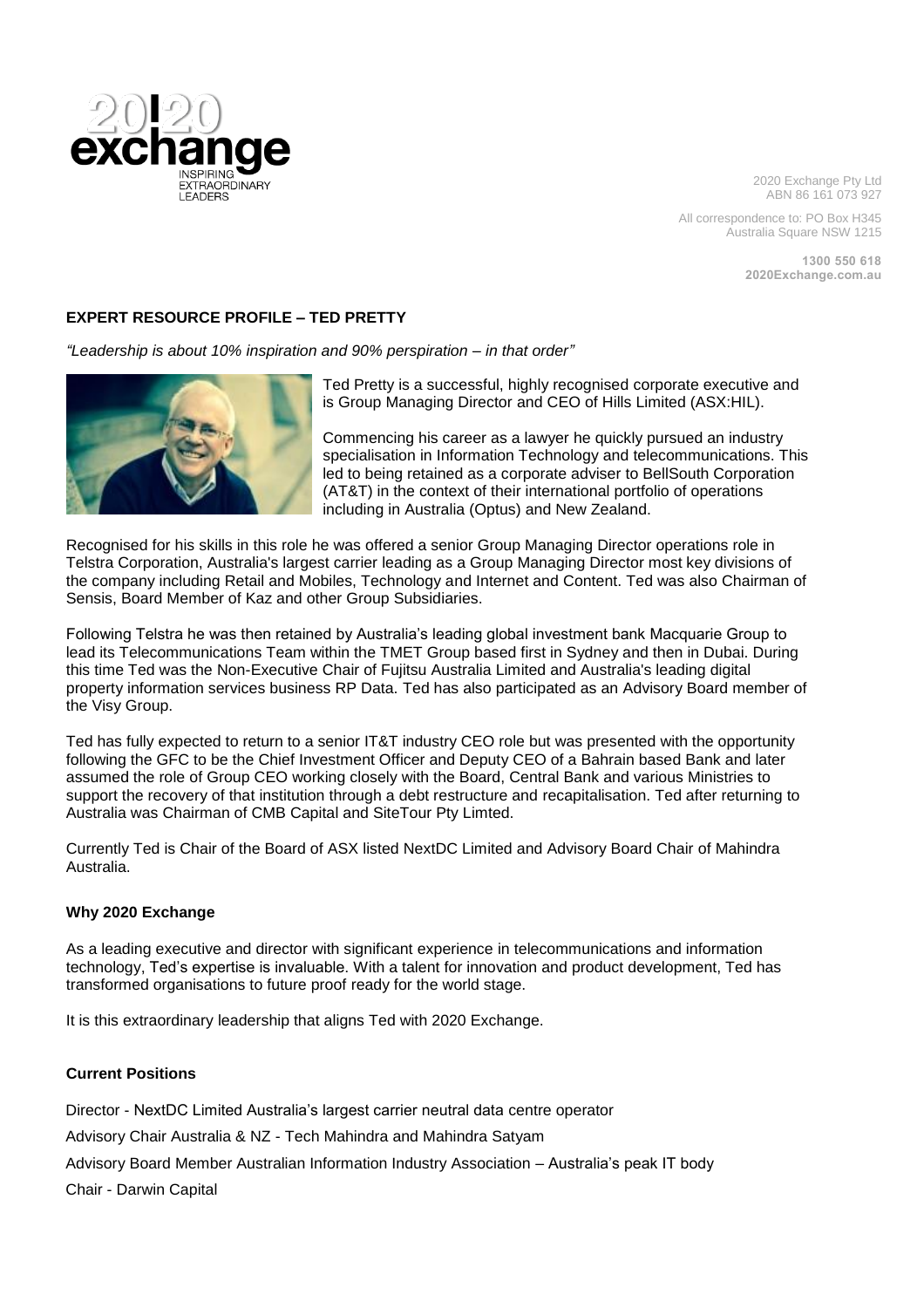2020 Exchange Pty Ltd
ABN 86 161 073 927

All correspondence to: PO Box H345
Australia Square NSW 1215

**1300 550 618**
**2020Exchange.com.au**

## EXPERT RESOURCE PROFILE – TED PRETTY

*"Leadership is about 10% inspiration and 90% perspiration – in that order"*

Ted Pretty is a successful, highly recognised corporate executive and is Group Managing Director and CEO of Hills Limited (ASX:HIL).

Commencing his career as a lawyer he quickly pursued an industry specialisation in Information Technology and telecommunications. This led to being retained as a corporate adviser to BellSouth Corporation (AT&T) in the context of their international portfolio of operations including in Australia (Optus) and New Zealand.

Recognised for his skills in this role he was offered a senior Group Managing Director operations role in Telstra Corporation, Australia's largest carrier leading as a Group Managing Director most key divisions of the company including Retail and Mobiles, Technology and Internet and Content. Ted was also Chairman of Sensis, Board Member of Kaz and other Group Subsidiaries.

Following Telstra he was then retained by Australia's leading global investment bank Macquarie Group to lead its Telecommunications Team within the TMET Group based first in Sydney and then in Dubai. During this time Ted was the Non-Executive Chair of Fujitsu Australia Limited and Australia's leading digital property information services business RP Data. Ted has also participated as an Advisory Board member of the Visy Group.

Ted has fully expected to return to a senior IT&T industry CEO role but was presented with the opportunity following the GFC to be the Chief Investment Officer and Deputy CEO of a Bahrain based Bank and later assumed the role of Group CEO working closely with the Board, Central Bank and various Ministries to support the recovery of that institution through a debt restructure and recapitalisation. Ted after returning to Australia was Chairman of CMB Capital and SiteTour Pty Limted.

Currently Ted is Chair of the Board of ASX listed NextDC Limited and Advisory Board Chair of Mahindra Australia.

### Why 2020 Exchange

As a leading executive and director with significant experience in telecommunications and information technology, Ted's expertise is invaluable. With a talent for innovation and product development, Ted has transformed organisations to future proof ready for the world stage.

It is this extraordinary leadership that aligns Ted with 2020 Exchange.

### Current Positions

Director - NextDC Limited Australia's largest carrier neutral data centre operator

Advisory Chair Australia & NZ - Tech Mahindra and Mahindra Satyam

Advisory Board Member Australian Information Industry Association – Australia's peak IT body

Chair - Darwin Capital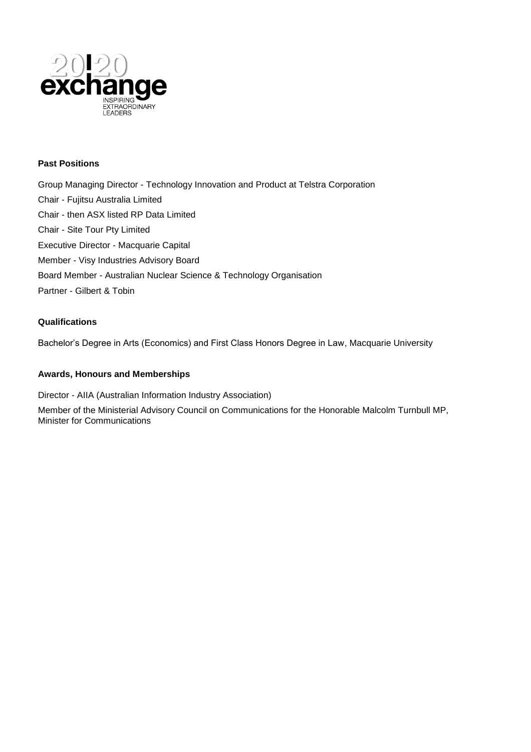**Past Positions**

Group Managing Director - Technology Innovation and Product at Telstra Corporation

Chair - Fujitsu Australia Limited

Chair - then ASX listed RP Data Limited

Chair - Site Tour Pty Limited

Executive Director - Macquarie Capital

Member - Visy Industries Advisory Board

Board Member - Australian Nuclear Science & Technology Organisation

Partner - Gilbert & Tobin

**Qualifications**

Bachelor's Degree in Arts (Economics) and First Class Honors Degree in Law, Macquarie University

**Awards, Honours and Memberships**

Director - AIIA (Australian Information Industry Association)

Member of the Ministerial Advisory Council on Communications for the Honorable Malcolm Turnbull MP, Minister for Communications